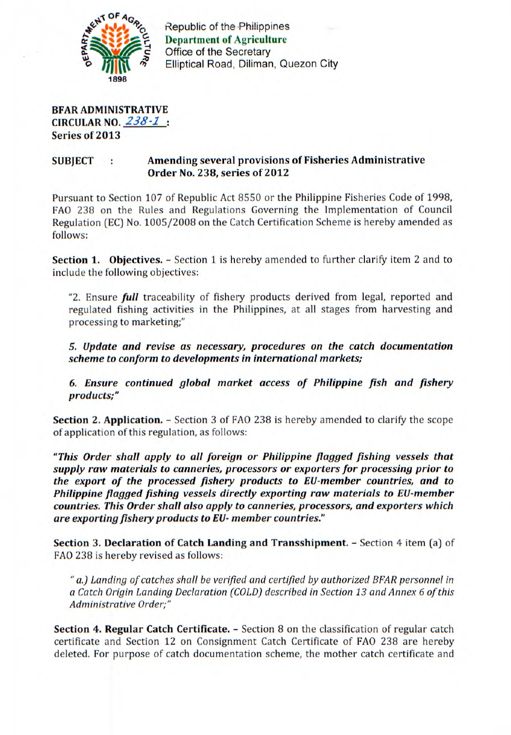Republic of the Philippines
**Department of Agriculture**
Office of the Secretary
Elliptical Road, Diliman, Quezon City

**BFAR ADMINISTRATIVE CIRCULAR NO. *238-1* :**
**Series of 2013**

**SUBJECT : Amending several provisions of Fisheries Administrative Order No. 238, series of 2012**

Pursuant to Section 107 of Republic Act 8550 or the Philippine Fisheries Code of 1998, FAO 238 on the Rules and Regulations Governing the Implementation of Council Regulation (EC) No. 1005/2008 on the Catch Certification Scheme is hereby amended as follows:

**Section 1. Objectives.** – Section 1 is hereby amended to further clarify item 2 and to include the following objectives:

> "2. Ensure ***full*** traceability of fishery products derived from legal, reported and regulated fishing activities in the Philippines, at all stages from harvesting and processing to marketing;"
>
> ***5. Update and revise as necessary, procedures on the catch documentation scheme to conform to developments in international markets;***
>
> ***6. Ensure continued global market access of Philippine fish and fishery products;"***

**Section 2. Application.** – Section 3 of FAO 238 is hereby amended to clarify the scope of application of this regulation, as follows:

***"This Order shall apply to all foreign or Philippine flagged fishing vessels that supply raw materials to canneries, processors or exporters for processing prior to the export of the processed fishery products to EU-member countries, and to Philippine flagged fishing vessels directly exporting raw materials to EU-member countries. This Order shall also apply to canneries, processors, and exporters which are exporting fishery products to EU- member countries."***

**Section 3. Declaration of Catch Landing and Transshipment.** – Section 4 item (a) of FAO 238 is hereby revised as follows:

> *" a.) Landing of catches shall be verified and certified by authorized BFAR personnel in a Catch Origin Landing Declaration (COLD) described in Section 13 and Annex 6 of this Administrative Order;"*

**Section 4. Regular Catch Certificate.** – Section 8 on the classification of regular catch certificate and Section 12 on Consignment Catch Certificate of FAO 238 are hereby deleted. For purpose of catch documentation scheme, the mother catch certificate and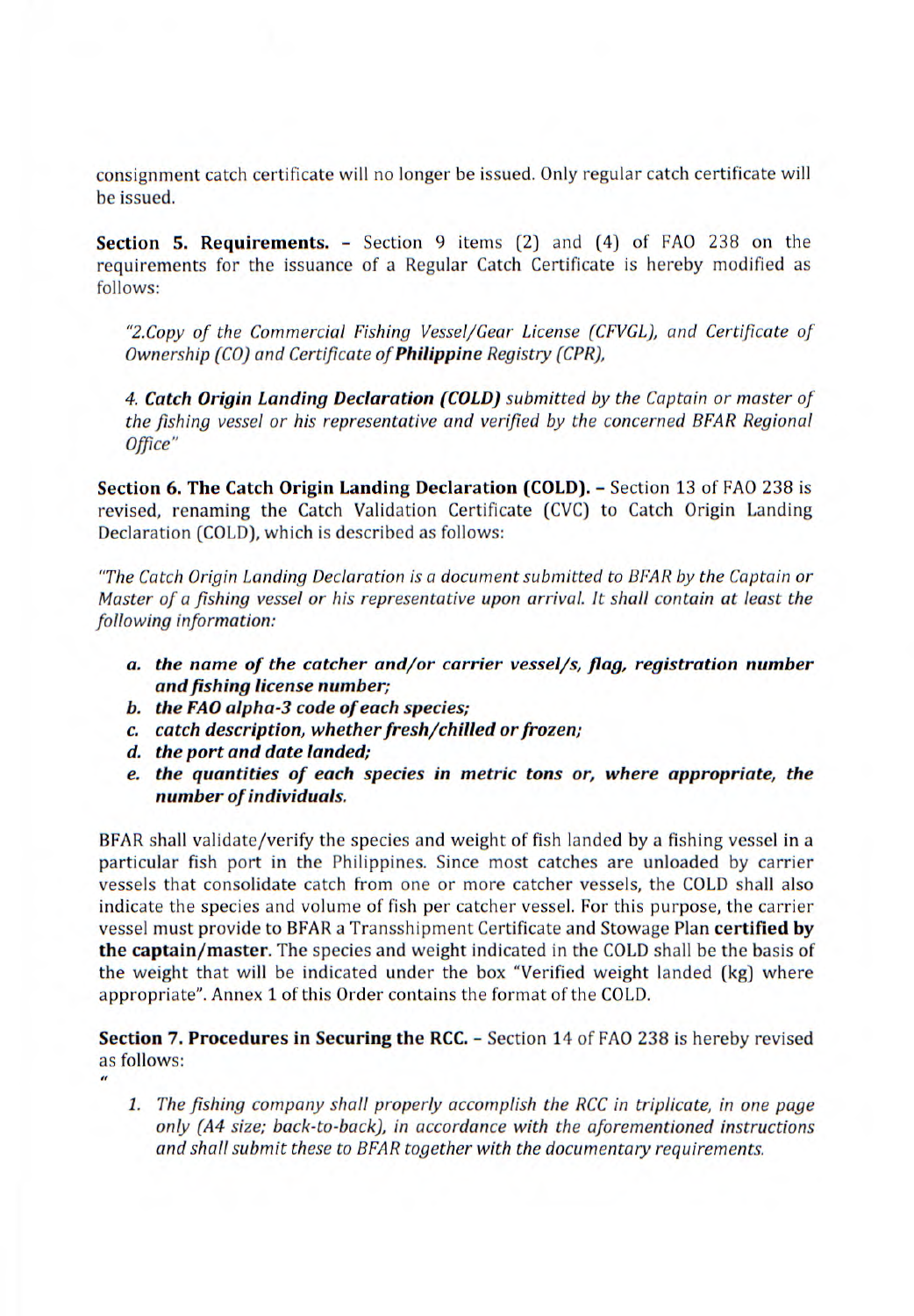consignment catch certificate will no longer be issued. Only regular catch certificate will be issued.

**Section 5. Requirements.** - Section 9 items (2) and (4) of FAO 238 on the requirements for the issuance of a Regular Catch Certificate is hereby modified as follows:

*"2.Copy of the Commercial Fishing Vessel/Gear License (CFVGL), and Certificate of Ownership (CO) and Certificate of **Philippine** Registry (CPR),*

*4. **Catch Origin Landing Declaration (COLD)** submitted by the Captain or master of the fishing vessel or his representative and verified by the concerned BFAR Regional Office"*

**Section 6. The Catch Origin Landing Declaration (COLD).** - Section 13 of FAO 238 is revised, renaming the Catch Validation Certificate (CVC) to Catch Origin Landing Declaration (COLD), which is described as follows:

*"The Catch Origin Landing Declaration is a document submitted to BFAR by the Captain or Master of a fishing vessel or his representative upon arrival. It shall contain at least the following information:*

- ***a. the name of the catcher and/or carrier vessel/s, flag, registration number and fishing license number;***
- ***b. the FAO alpha-3 code of each species;***
- ***c. catch description, whether fresh/chilled or frozen;***
- ***d. the port and date landed;***
- ***e. the quantities of each species in metric tons or, where appropriate, the number of individuals.***

BFAR shall validate/verify the species and weight of fish landed by a fishing vessel in a particular fish port in the Philippines. Since most catches are unloaded by carrier vessels that consolidate catch from one or more catcher vessels, the COLD shall also indicate the species and volume of fish per catcher vessel. For this purpose, the carrier vessel must provide to BFAR a Transshipment Certificate and Stowage Plan **certified by the captain/master**. The species and weight indicated in the COLD shall be the basis of the weight that will be indicated under the box "Verified weight landed (kg) where appropriate". Annex 1 of this Order contains the format of the COLD.

**Section 7. Procedures in Securing the RCC.** - Section 14 of FAO 238 is hereby revised as follows:

"

1. *The fishing company shall properly accomplish the RCC in triplicate, in one page only (A4 size; back-to-back), in accordance with the aforementioned instructions and shall submit these to BFAR together with the documentary requirements.*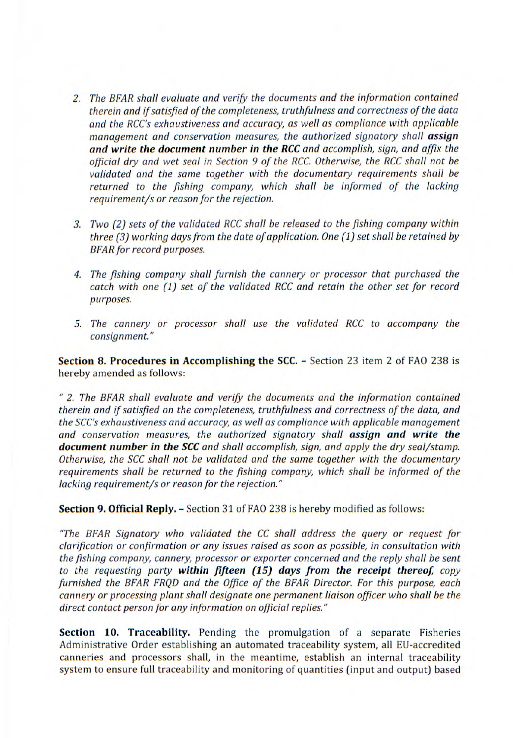2. *The BFAR shall evaluate and verify the documents and the information contained therein and if satisfied of the completeness, truthfulness and correctness of the data and the RCC's exhaustiveness and accuracy, as well as compliance with applicable management and conservation measures, the authorized signatory shall* ***assign and write the document number in the RCC*** *and accomplish, sign, and affix the official dry and wet seal in Section 9 of the RCC. Otherwise, the RCC shall not be validated and the same together with the documentary requirements shall be returned to the fishing company, which shall be informed of the lacking requirement/s or reason for the rejection.*

3. *Two (2) sets of the validated RCC shall be released to the fishing company within three (3) working days from the date of application. One (1) set shall be retained by BFAR for record purposes.*

4. *The fishing company shall furnish the cannery or processor that purchased the catch with one (1) set of the validated RCC and retain the other set for record purposes.*

5. *The cannery or processor shall use the validated RCC to accompany the consignment."*

**Section 8. Procedures in Accomplishing the SCC. -** Section 23 item 2 of FAO 238 is hereby amended as follows:

*" 2. The BFAR shall evaluate and verify the documents and the information contained therein and if satisfied on the completeness, truthfulness and correctness of the data, and the SCC's exhaustiveness and accuracy, as well as compliance with applicable management and conservation measures, the authorized signatory shall* ***assign and write the document number in the SCC*** *and shall accomplish, sign, and apply the dry seal/stamp. Otherwise, the SCC shall not be validated and the same together with the documentary requirements shall be returned to the fishing company, which shall be informed of the lacking requirement/s or reason for the rejection."*

**Section 9. Official Reply. -** Section 31 of FAO 238 is hereby modified as follows:

*"The BFAR Signatory who validated the CC shall address the query or request for clarification or confirmation or any issues raised as soon as possible, in consultation with the fishing company, cannery, processor or exporter concerned and the reply shall be sent to the requesting party* ***within fifteen (15) days from the receipt thereof,*** *copy furnished the BFAR FRQD and the Office of the BFAR Director. For this purpose, each cannery or processing plant shall designate one permanent liaison officer who shall be the direct contact person for any information on official replies."*

**Section 10. Traceability.** Pending the promulgation of a separate Fisheries Administrative Order establishing an automated traceability system, all EU-accredited canneries and processors shall, in the meantime, establish an internal traceability system to ensure full traceability and monitoring of quantities (input and output) based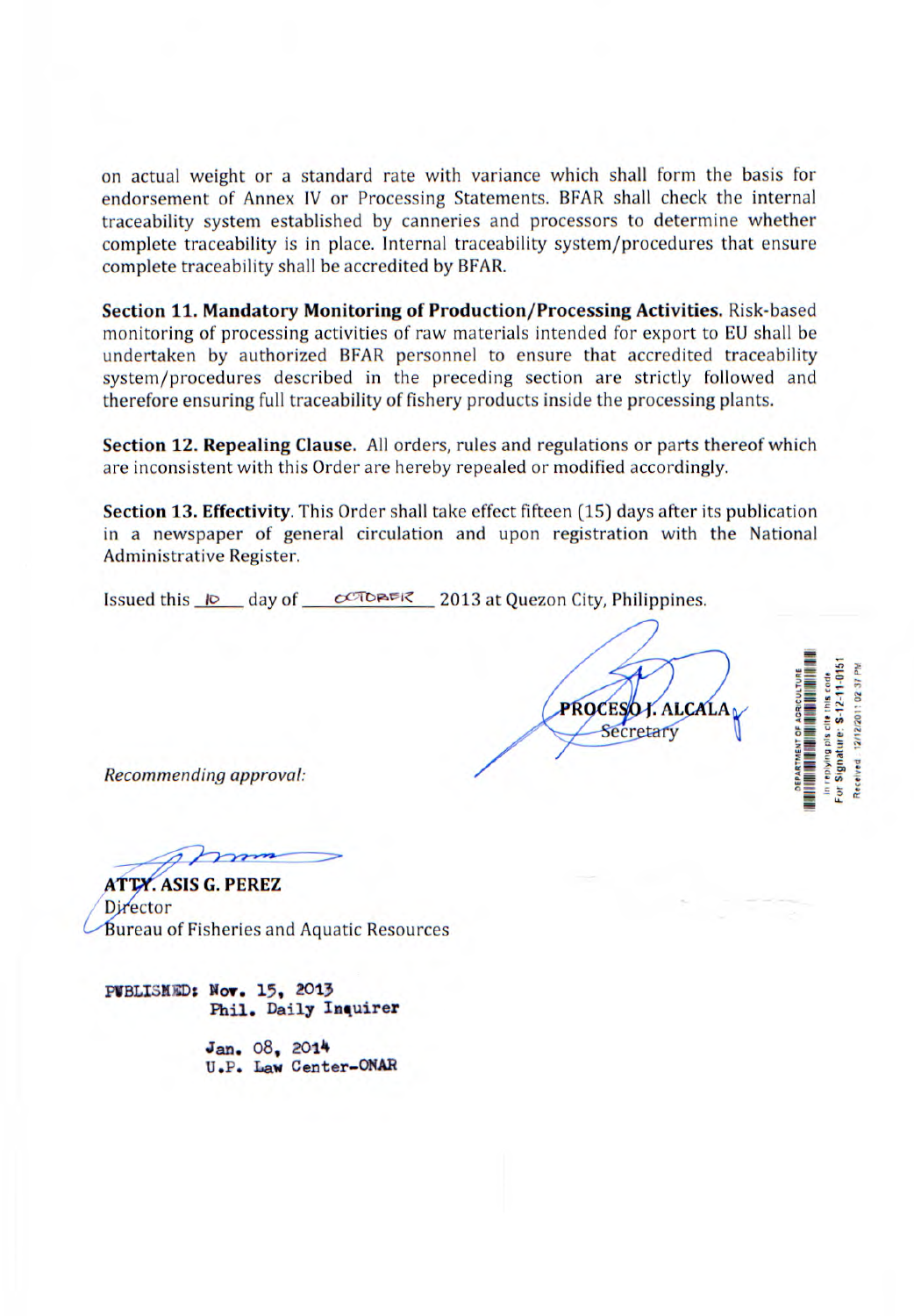on actual weight or a standard rate with variance which shall form the basis for endorsement of Annex IV or Processing Statements. BFAR shall check the internal traceability system established by canneries and processors to determine whether complete traceability is in place. Internal traceability system/procedures that ensure complete traceability shall be accredited by BFAR.

**Section 11. Mandatory Monitoring of Production/Processing Activities.** Risk-based monitoring of processing activities of raw materials intended for export to EU shall be undertaken by authorized BFAR personnel to ensure that accredited traceability system/procedures described in the preceding section are strictly followed and therefore ensuring full traceability of fishery products inside the processing plants.

**Section 12. Repealing Clause.** All orders, rules and regulations or parts thereof which are inconsistent with this Order are hereby repealed or modified accordingly.

**Section 13. Effectivity**. This Order shall take effect fifteen (15) days after its publication in a newspaper of general circulation and upon registration with the National Administrative Register.

Issued this 10 day of OCTOBER 2013 at Quezon City, Philippines.

**PROCESO J. ALCALA**
Secretary

DEPARTMENT OF AGRICULTURE
In replying pls cite this code
For Signature: S-12-11-0151
Received: 12/12/2011 02:37 PM

*Recommending approval:*

**ATTY. ASIS G. PEREZ**
Director
Bureau of Fisheries and Aquatic Resources

PUBLISHED: Nov. 15, 2013
Phil. Daily Inquirer

Jan. 08, 2014
U.P. Law Center-ONAR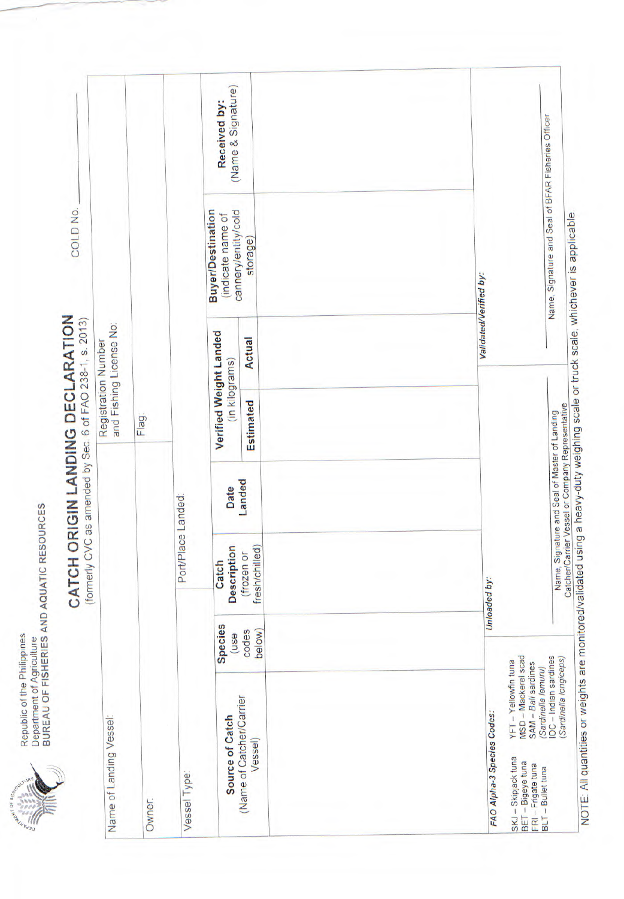Republic of the Philippines
Department of Agriculture
BUREAU OF FISHERIES AND AQUATIC RESOURCES

# CATCH ORIGIN LANDING DECLARATION

(formerly CVC as amended by Sec. 6 of FAO 238-1, s. 2013)

COLD No. ______

| | | | | | | | |
|---|---|---|---|---|---|---|---|
| Name of Landing Vessel: | | | | Registration Number and Fishing License No: | | | |
| Owner: | | | | Flag: | | | |
| Vessel Type: | | Port/Place Landed: | | | | | |
| **Source of Catch** (Name of Catcher/Carrier Vessel) | **Species** (use codes below) | **Catch Description** (frozen or fresh/chilled) | **Date Landed** | **Verified Weight Landed** (in kilograms) | | **Buyer/Destination** (indicate name of cannery/entity/cold storage) | **Received by:** (Name & Signature) |
| | | | | **Estimated** | **Actual** | | |
| | | | | | | | |

*FAO Alpha-3 Species Codes:*

SKJ – Skipjack tuna
BET – Bigeye tuna
FRI – Frigate tuna
BLT – Bullet tuna

YFT – Yellowfin tuna
MSD – Mackerel scad
SAM – *Bali* sardines (*Sardinella lemuru*)
IOC – Indian sardines (*Sardinella longiceps*)

*Unloaded by:*

______________________________
Name, Signature and Seal of Master of Landing Catcher/Carrier Vessel or Company Representative

*Validated/Verified by:*

______________________________
Name, Signature and Seal of BFAR Fisheries Officer

NOTE: All quantities or weights are monitored/validated using a heavy-duty weighing scale or truck scale, whichever is applicable